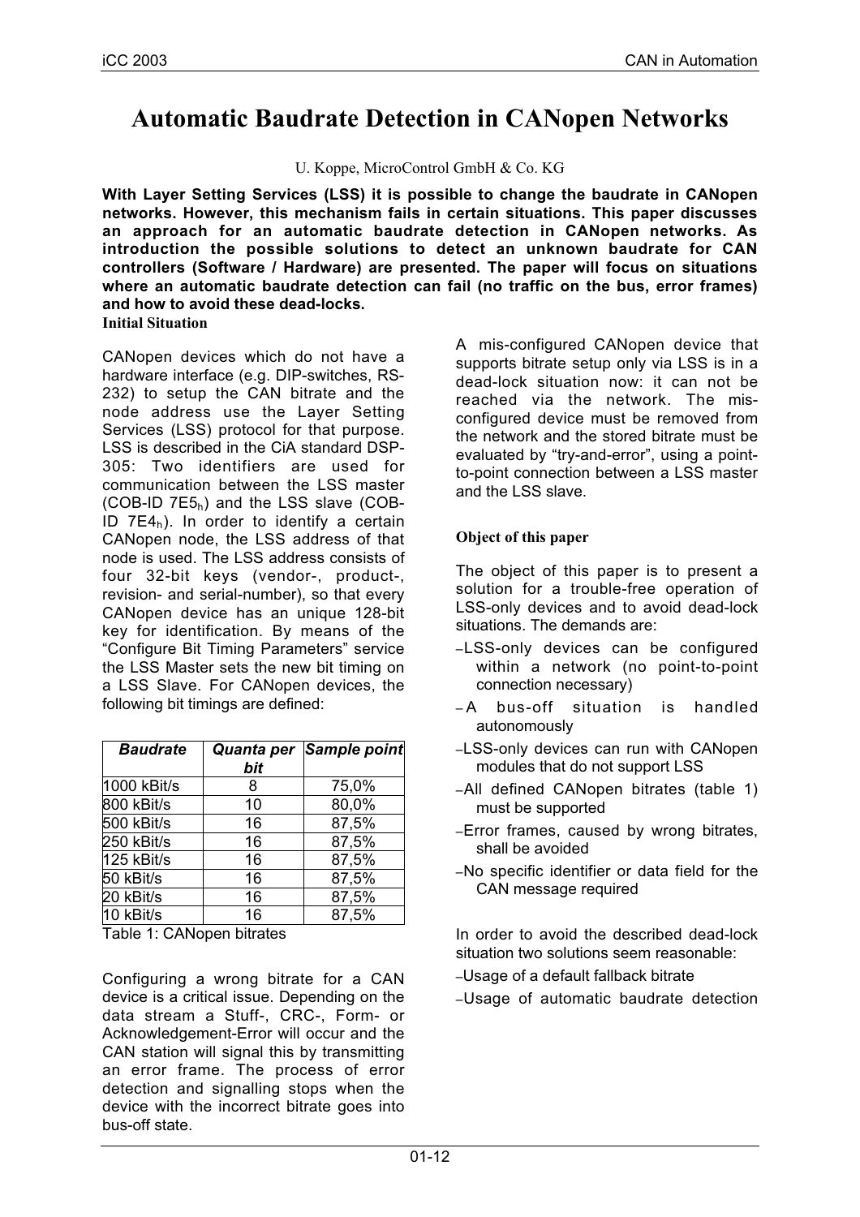# Automatic Baudrate Detection in CANopen Networks

U. Koppe, MicroControl GmbH & Co. KG

**With Layer Setting Services (LSS) it is possible to change the baudrate in CANopen networks. However, this mechanism fails in certain situations. This paper discusses an approach for an automatic baudrate detection in CANopen networks. As introduction the possible solutions to detect an unknown baudrate for CAN controllers (Software / Hardware) are presented. The paper will focus on situations where an automatic baudrate detection can fail (no traffic on the bus, error frames) and how to avoid these dead-locks.**

### Initial Situation

CANopen devices which do not have a hardware interface (e.g. DIP-switches, RS-232) to setup the CAN bitrate and the node address use the Layer Setting Services (LSS) protocol for that purpose. LSS is described in the CiA standard DSP-305: Two identifiers are used for communication between the LSS master (COB-ID $7E5_h$) and the LSS slave (COB-ID $7E4_h$). In order to identify a certain CANopen node, the LSS address of that node is used. The LSS address consists of four 32-bit keys (vendor-, product-, revision- and serial-number), so that every CANopen device has an unique 128-bit key for identification. By means of the "Configure Bit Timing Parameters" service the LSS Master sets the new bit timing on a LSS Slave. For CANopen devices, the following bit timings are defined:

| *Baudrate* | *Quanta per bit* | *Sample point* |
|---|---|---|
| 1000 kBit/s | 8 | 75,0% |
| 800 kBit/s | 10 | 80,0% |
| 500 kBit/s | 16 | 87,5% |
| 250 kBit/s | 16 | 87,5% |
| 125 kBit/s | 16 | 87,5% |
| 50 kBit/s | 16 | 87,5% |
| 20 kBit/s | 16 | 87,5% |
| 10 kBit/s | 16 | 87,5% |

Table 1: CANopen bitrates

Configuring a wrong bitrate for a CAN device is a critical issue. Depending on the data stream a Stuff-, CRC-, Form- or Acknowledgement-Error will occur and the CAN station will signal this by transmitting an error frame. The process of error detection and signalling stops when the device with the incorrect bitrate goes into bus-off state.

A mis-configured CANopen device that supports bitrate setup only via LSS is in a dead-lock situation now: it can not be reached via the network. The mis-configured device must be removed from the network and the stored bitrate must be evaluated by "try-and-error", using a point-to-point connection between a LSS master and the LSS slave.

### Object of this paper

The object of this paper is to present a solution for a trouble-free operation of LSS-only devices and to avoid dead-lock situations. The demands are:

- LSS-only devices can be configured within a network (no point-to-point connection necessary)
- A bus-off situation is handled autonomously
- LSS-only devices can run with CANopen modules that do not support LSS
- All defined CANopen bitrates (table 1) must be supported
- Error frames, caused by wrong bitrates, shall be avoided
- No specific identifier or data field for the CAN message required

In order to avoid the described dead-lock situation two solutions seem reasonable:

- Usage of a default fallback bitrate
- Usage of automatic baudrate detection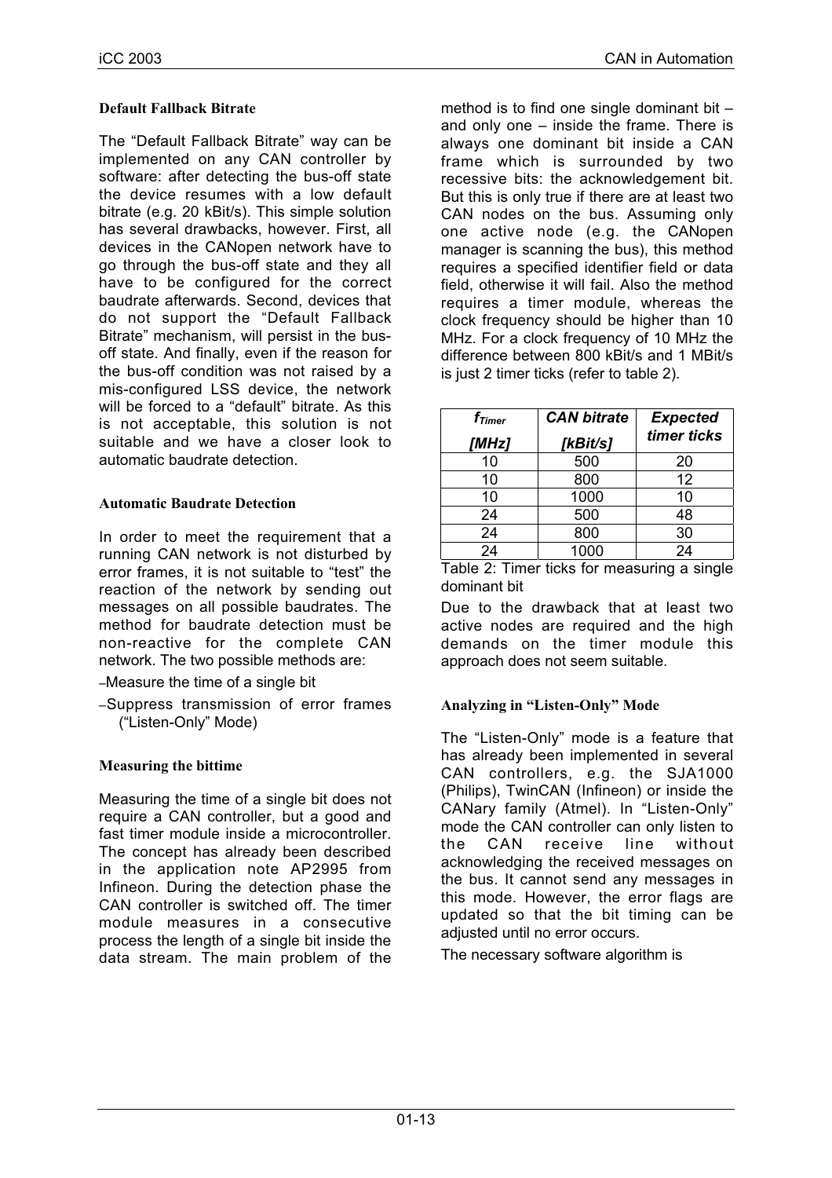### Default Fallback Bitrate

The "Default Fallback Bitrate" way can be implemented on any CAN controller by software: after detecting the bus-off state the device resumes with a low default bitrate (e.g. 20 kBit/s). This simple solution has several drawbacks, however. First, all devices in the CANopen network have to go through the bus-off state and they all have to be configured for the correct baudrate afterwards. Second, devices that do not support the "Default Fallback Bitrate" mechanism, will persist in the bus-off state. And finally, even if the reason for the bus-off condition was not raised by a mis-configured LSS device, the network will be forced to a "default" bitrate. As this is not acceptable, this solution is not suitable and we have a closer look to automatic baudrate detection.

### Automatic Baudrate Detection

In order to meet the requirement that a running CAN network is not disturbed by error frames, it is not suitable to "test" the reaction of the network by sending out messages on all possible baudrates. The method for baudrate detection must be non-reactive for the complete CAN network. The two possible methods are:

- Measure the time of a single bit
- Suppress transmission of error frames ("Listen-Only" Mode)

### Measuring the bittime

Measuring the time of a single bit does not require a CAN controller, but a good and fast timer module inside a microcontroller. The concept has already been described in the application note AP2995 from Infineon. During the detection phase the CAN controller is switched off. The timer module measures in a consecutive process the length of a single bit inside the data stream. The main problem of the method is to find one single dominant bit – and only one – inside the frame. There is always one dominant bit inside a CAN frame which is surrounded by two recessive bits: the acknowledgement bit. But this is only true if there are at least two CAN nodes on the bus. Assuming only one active node (e.g. the CANopen manager is scanning the bus), this method requires a specified identifier field or data field, otherwise it will fail. Also the method requires a timer module, whereas the clock frequency should be higher than 10 MHz. For a clock frequency of 10 MHz the difference between 800 kBit/s and 1 MBit/s is just 2 timer ticks (refer to table 2).

| $f_{Timer}$ [MHz] | CAN bitrate [kBit/s] | Expected timer ticks |
|---|---|---|
| 10 | 500 | 20 |
| 10 | 800 | 12 |
| 10 | 1000 | 10 |
| 24 | 500 | 48 |
| 24 | 800 | 30 |
| 24 | 1000 | 24 |

Table 2: Timer ticks for measuring a single dominant bit

Due to the drawback that at least two active nodes are required and the high demands on the timer module this approach does not seem suitable.

### Analyzing in "Listen-Only" Mode

The "Listen-Only" mode is a feature that has already been implemented in several CAN controllers, e.g. the SJA1000 (Philips), TwinCAN (Infineon) or inside the CANary family (Atmel). In "Listen-Only" mode the CAN controller can only listen to the CAN receive line without acknowledging the received messages on the bus. It cannot send any messages in this mode. However, the error flags are updated so that the bit timing can be adjusted until no error occurs.

The necessary software algorithm is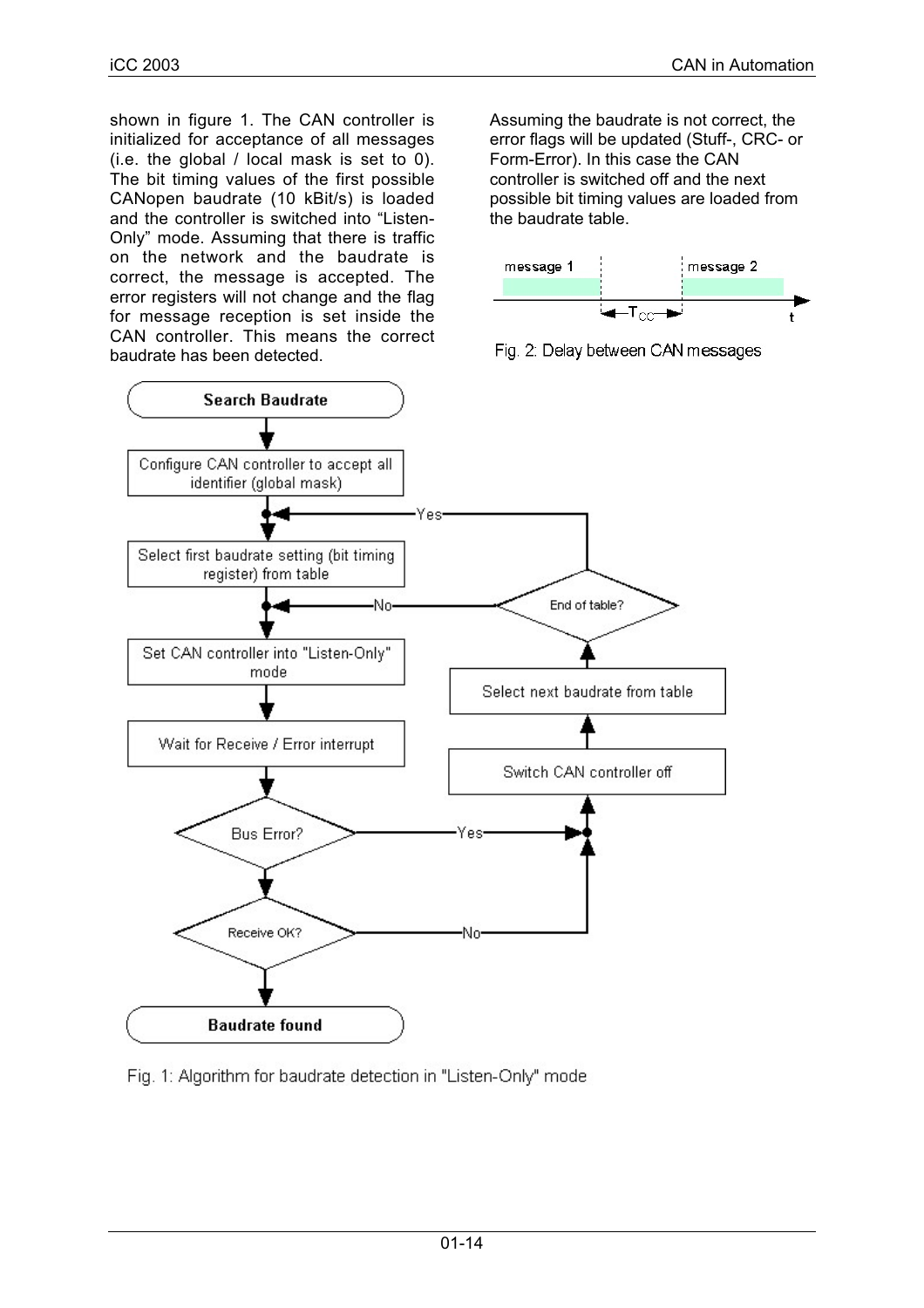shown in figure 1. The CAN controller is initialized for acceptance of all messages (i.e. the global / local mask is set to 0). The bit timing values of the first possible CANopen baudrate (10 kBit/s) is loaded and the controller is switched into "Listen-Only" mode. Assuming that there is traffic on the network and the baudrate is correct, the message is accepted. The error registers will not change and the flag for message reception is set inside the CAN controller. This means the correct baudrate has been detected.

Assuming the baudrate is not correct, the error flags will be updated (Stuff-, CRC- or Form-Error). In this case the CAN controller is switched off and the next possible bit timing values are loaded from the baudrate table.

Fig. 2: Delay between CAN messages

Fig. 1: Algorithm for baudrate detection in "Listen-Only" mode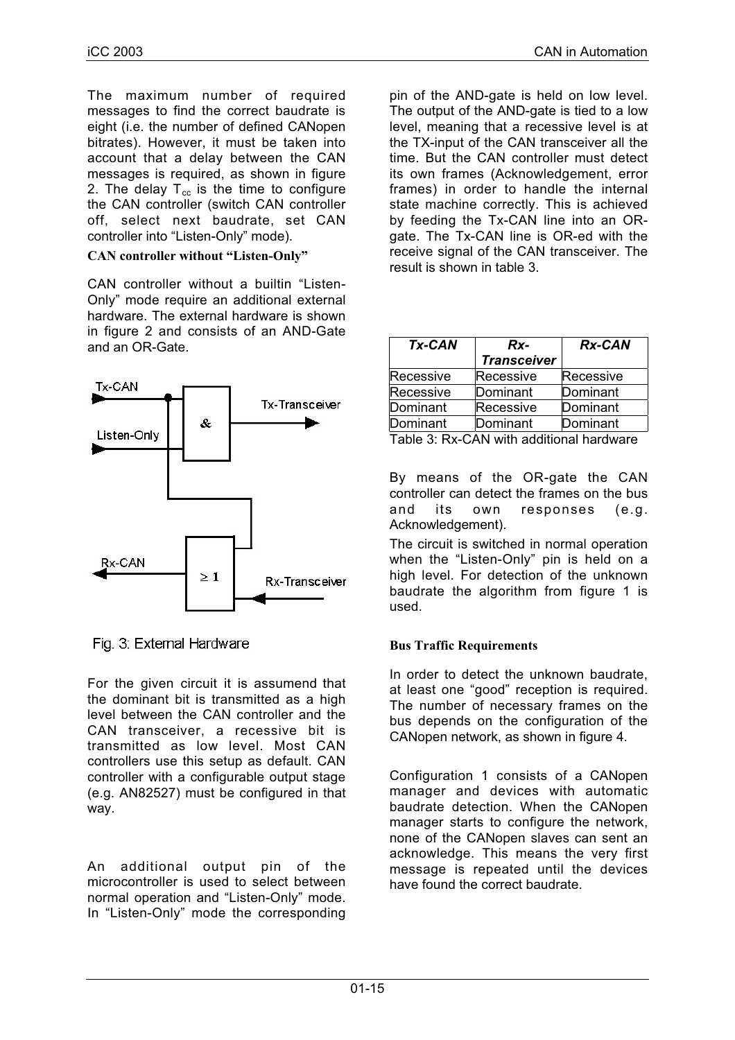The maximum number of required messages to find the correct baudrate is eight (i.e. the number of defined CANopen bitrates). However, it must be taken into account that a delay between the CAN messages is required, as shown in figure 2. The delay $T_{cc}$ is the time to configure the CAN controller (switch CAN controller off, select next baudrate, set CAN controller into "Listen-Only" mode).

**CAN controller without "Listen-Only"**

CAN controller without a builtin "Listen-Only" mode require an additional external hardware. The external hardware is shown in figure 2 and consists of an AND-Gate and an OR-Gate.

Fig. 3: External Hardware

For the given circuit it is assumend that the dominant bit is transmitted as a high level between the CAN controller and the CAN transceiver, a recessive bit is transmitted as low level. Most CAN controllers use this setup as default. CAN controller with a configurable output stage (e.g. AN82527) must be configured in that way.

An additional output pin of the microcontroller is used to select between normal operation and "Listen-Only" mode. In "Listen-Only" mode the corresponding pin of the AND-gate is held on low level. The output of the AND-gate is tied to a low level, meaning that a recessive level is at the TX-input of the CAN transceiver all the time. But the CAN controller must detect its own frames (Acknowledgement, error frames) in order to handle the internal state machine correctly. This is achieved by feeding the Tx-CAN line into an OR-gate. The Tx-CAN line is OR-ed with the receive signal of the CAN transceiver. The result is shown in table 3.

| *Tx-CAN* | *Rx-Transceiver* | *Rx-CAN* |
|---|---|---|
| Recessive | Recessive | Recessive |
| Recessive | Dominant | Dominant |
| Dominant | Recessive | Dominant |
| Dominant | Dominant | Dominant |

Table 3: Rx-CAN with additional hardware

By means of the OR-gate the CAN controller can detect the frames on the bus and its own responses (e.g. Acknowledgement).

The circuit is switched in normal operation when the "Listen-Only" pin is held on a high level. For detection of the unknown baudrate the algorithm from figure 1 is used.

**Bus Traffic Requirements**

In order to detect the unknown baudrate, at least one "good" reception is required. The number of necessary frames on the bus depends on the configuration of the CANopen network, as shown in figure 4.

Configuration 1 consists of a CANopen manager and devices with automatic baudrate detection. When the CANopen manager starts to configure the network, none of the CANopen slaves can sent an acknowledge. This means the very first message is repeated until the devices have found the correct baudrate.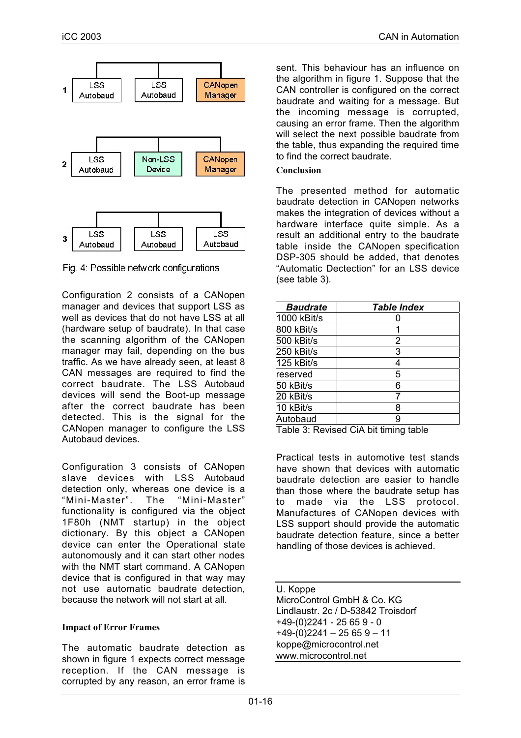1 LSS Autobaud LSS Autobaud CANopen Manager

2 LSS Autobaud Non-LSS Device CANopen Manager

3 LSS Autobaud LSS Autobaud LSS Autobaud

Fig. 4: Possible network configurations

Configuration 2 consists of a CANopen manager and devices that support LSS as well as devices that do not have LSS at all (hardware setup of baudrate). In that case the scanning algorithm of the CANopen manager may fail, depending on the bus traffic. As we have already seen, at least 8 CAN messages are required to find the correct baudrate. The LSS Autobaud devices will send the Boot-up message after the correct baudrate has been detected. This is the signal for the CANopen manager to configure the LSS Autobaud devices.

Configuration 3 consists of CANopen slave devices with LSS Autobaud detection only, whereas one device is a "Mini-Master". The "Mini-Master" functionality is configured via the object 1F80h (NMT startup) in the object dictionary. By this object a CANopen device can enter the Operational state autonomously and it can start other nodes with the NMT start command. A CANopen device that is configured in that way may not use automatic baudrate detection, because the network will not start at all.

**Impact of Error Frames**

The automatic baudrate detection as shown in figure 1 expects correct message reception. If the CAN message is corrupted by any reason, an error frame is sent. This behaviour has an influence on the algorithm in figure 1. Suppose that the CAN controller is configured on the correct baudrate and waiting for a message. But the incoming message is corrupted, causing an error frame. Then the algorithm will select the next possible baudrate from the table, thus expanding the required time to find the correct baudrate.

**Conclusion**

The presented method for automatic baudrate detection in CANopen networks makes the integration of devices without a hardware interface quite simple. As a result an additional entry to the baudrate table inside the CANopen specification DSP-305 should be added, that denotes "Automatic Dectection" for an LSS device (see table 3).

| **Baudrate** | **Table Index** |
| --- | --- |
| 1000 kBit/s | 0 |
| 800 kBit/s | 1 |
| 500 kBit/s | 2 |
| 250 kBit/s | 3 |
| 125 kBit/s | 4 |
| reserved | 5 |
| 50 kBit/s | 6 |
| 20 kBit/s | 7 |
| 10 kBit/s | 8 |
| Autobaud | 9 |

Table 3: Revised CiA bit timing table

Practical tests in automotive test stands have shown that devices with automatic baudrate detection are easier to handle than those where the baudrate setup has to made via the LSS protocol. Manufactures of CANopen devices with LSS support should provide the automatic baudrate detection feature, since a better handling of those devices is achieved.

U. Koppe
MicroControl GmbH & Co. KG
Lindlaustr. 2c / D-53842 Troisdorf
+49-(0)2241 - 25 65 9 - 0
+49-(0)2241 – 25 65 9 – 11
koppe@microcontrol.net
www.microcontrol.net